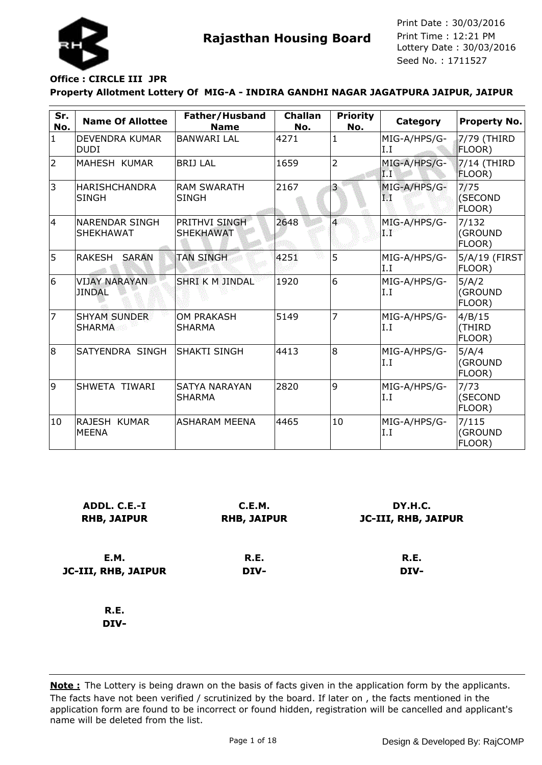# Rajasthan Housing Board

Print Date : 30/03/2016
Print Time : 12:21 PM
Lottery Date : 30/03/2016
Seed No. : 1711527

**Office : CIRCLE III JPR**

**Property Allotment Lottery Of MIG-A - INDIRA GANDHI NAGAR JAGATPURA JAIPUR, JAIPUR**

| Sr. No. | Name Of Allottee | Father/Husband Name | Challan No. | Priority No. | Category | Property No. |
|---|---|---|---|---|---|---|
| 1 | DEVENDRA KUMAR DUDI | BANWARI LAL | 4271 | 1 | MIG-A/HPS/G-I.I | 7/79 (THIRD FLOOR) |
| 2 | MAHESH KUMAR | BRIJ LAL | 1659 | 2 | MIG-A/HPS/G-I.I | 7/14 (THIRD FLOOR) |
| 3 | HARISHCHANDRA SINGH | RAM SWARATH SINGH | 2167 | 3 | MIG-A/HPS/G-I.I | 7/75 (SECOND FLOOR) |
| 4 | NARENDAR SINGH SHEKHAWAT | PRITHVI SINGH SHEKHAWAT | 2648 | 4 | MIG-A/HPS/G-I.I | 7/132 (GROUND FLOOR) |
| 5 | RAKESH SARAN | TAN SINGH | 4251 | 5 | MIG-A/HPS/G-I.I | 5/A/19 (FIRST FLOOR) |
| 6 | VIJAY NARAYAN JINDAL | SHRI K M JINDAL | 1920 | 6 | MIG-A/HPS/G-I.I | 5/A/2 (GROUND FLOOR) |
| 7 | SHYAM SUNDER SHARMA | OM PRAKASH SHARMA | 5149 | 7 | MIG-A/HPS/G-I.I | 4/B/15 (THIRD FLOOR) |
| 8 | SATYENDRA SINGH | SHAKTI SINGH | 4413 | 8 | MIG-A/HPS/G-I.I | 5/A/4 (GROUND FLOOR) |
| 9 | SHWETA TIWARI | SATYA NARAYAN SHARMA | 2820 | 9 | MIG-A/HPS/G-I.I | 7/73 (SECOND FLOOR) |
| 10 | RAJESH KUMAR MEENA | ASHARAM MEENA | 4465 | 10 | MIG-A/HPS/G-I.I | 7/115 (GROUND FLOOR) |

**ADDL. C.E.-I**
**RHB, JAIPUR**

**C.E.M.**
**RHB, JAIPUR**

**DY.H.C.**
**JC-III, RHB, JAIPUR**

**E.M.**
**JC-III, RHB, JAIPUR**

**R.E.**
**DIV-**

**R.E.**
**DIV-**

**R.E.**
**DIV-**

**Note :** The Lottery is being drawn on the basis of facts given in the application form by the applicants. The facts have not been verified / scrutinized by the board. If later on , the facts mentioned in the application form are found to be incorrect or found hidden, registration will be cancelled and applicant's name will be deleted from the list.

Design & Developed By: RajCOMP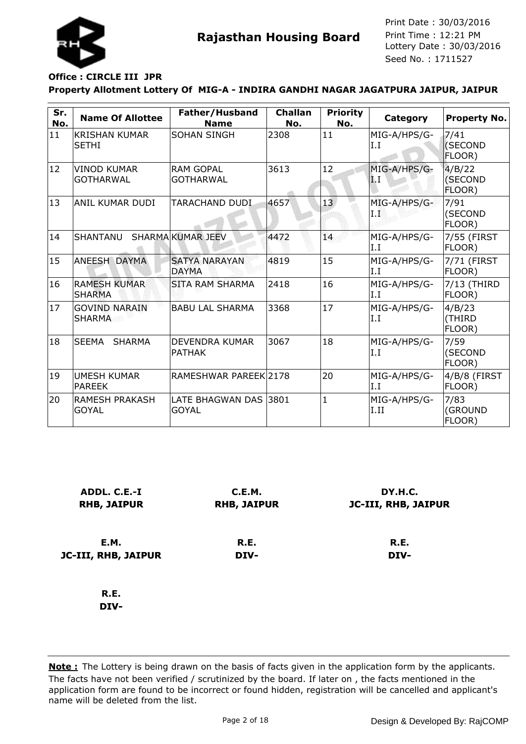**Rajasthan Housing Board**

Print Date : 30/03/2016
Print Time : 12:21 PM
Lottery Date : 30/03/2016
Seed No. : 1711527

**Office : CIRCLE III JPR**

**Property Allotment Lottery Of MIG-A - INDIRA GANDHI NAGAR JAGATPURA JAIPUR, JAIPUR**

| Sr. No. | Name Of Allottee | Father/Husband Name | Challan No. | Priority No. | Category | Property No. |
|---|---|---|---|---|---|---|
| 11 | KRISHAN KUMAR SETHI | SOHAN SINGH | 2308 | 11 | MIG-A/HPS/G-I.I | 7/41 (SECOND FLOOR) |
| 12 | VINOD KUMAR GOTHARWAL | RAM GOPAL GOTHARWAL | 3613 | 12 | MIG-A/HPS/G-I.I | 4/B/22 (SECOND FLOOR) |
| 13 | ANIL KUMAR DUDI | TARACHAND DUDI | 4657 | 13 | MIG-A/HPS/G-I.I | 7/91 (SECOND FLOOR) |
| 14 | SHANTANU SHARMA | KUMAR JEEV | 4472 | 14 | MIG-A/HPS/G-I.I | 7/55 (FIRST FLOOR) |
| 15 | ANEESH DAYMA | SATYA NARAYAN DAYMA | 4819 | 15 | MIG-A/HPS/G-I.I | 7/71 (FIRST FLOOR) |
| 16 | RAMESH KUMAR SHARMA | SITA RAM SHARMA | 2418 | 16 | MIG-A/HPS/G-I.I | 7/13 (THIRD FLOOR) |
| 17 | GOVIND NARAIN SHARMA | BABU LAL SHARMA | 3368 | 17 | MIG-A/HPS/G-I.I | 4/B/23 (THIRD FLOOR) |
| 18 | SEEMA SHARMA | DEVENDRA KUMAR PATHAK | 3067 | 18 | MIG-A/HPS/G-I.I | 7/59 (SECOND FLOOR) |
| 19 | UMESH KUMAR PAREEK | RAMESHWAR PAREEK | 2178 | 20 | MIG-A/HPS/G-I.I | 4/B/8 (FIRST FLOOR) |
| 20 | RAMESH PRAKASH GOYAL | LATE BHAGWAN DAS GOYAL | 3801 | 1 | MIG-A/HPS/G-I.II | 7/83 (GROUND FLOOR) |

**ADDL. C.E.-I**
**RHB, JAIPUR**

**C.E.M.**
**RHB, JAIPUR**

**DY.H.C.**
**JC-III, RHB, JAIPUR**

**E.M.**
**JC-III, RHB, JAIPUR**

**R.E.**
**DIV-**

**R.E.**
**DIV-**

**R.E.**
**DIV-**

**Note :** The Lottery is being drawn on the basis of facts given in the application form by the applicants. The facts have not been verified / scrutinized by the board. If later on , the facts mentioned in the application form are found to be incorrect or found hidden, registration will be cancelled and applicant's name will be deleted from the list.

Design & Developed By: RajCOMP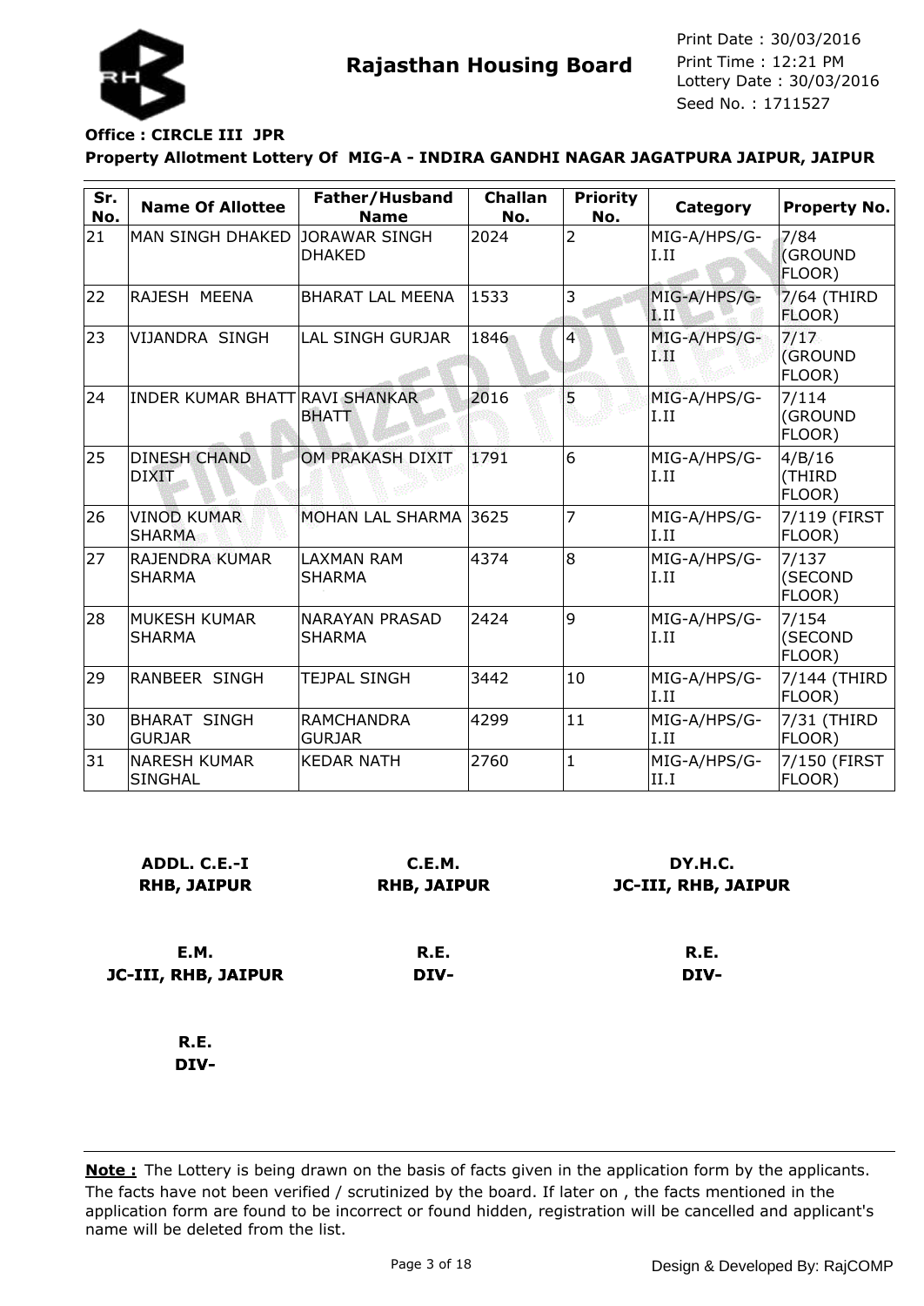# Rajasthan Housing Board

Print Date : 30/03/2016
Print Time : 12:21 PM
Lottery Date : 30/03/2016
Seed No. : 1711527

**Office : CIRCLE III JPR**

**Property Allotment Lottery Of MIG-A - INDIRA GANDHI NAGAR JAGATPURA JAIPUR, JAIPUR**

| Sr. No. | Name Of Allottee | Father/Husband Name | Challan No. | Priority No. | Category | Property No. |
|---|---|---|---|---|---|---|
| 21 | MAN SINGH DHAKED | JORAWAR SINGH DHAKED | 2024 | 2 | MIG-A/HPS/G-I.II | 7/84 (GROUND FLOOR) |
| 22 | RAJESH MEENA | BHARAT LAL MEENA | 1533 | 3 | MIG-A/HPS/G-I.II | 7/64 (THIRD FLOOR) |
| 23 | VIJANDRA SINGH | LAL SINGH GURJAR | 1846 | 4 | MIG-A/HPS/G-I.II | 7/17 (GROUND FLOOR) |
| 24 | INDER KUMAR BHATT | RAVI SHANKAR BHATT | 2016 | 5 | MIG-A/HPS/G-I.II | 7/114 (GROUND FLOOR) |
| 25 | DINESH CHAND DIXIT | OM PRAKASH DIXIT | 1791 | 6 | MIG-A/HPS/G-I.II | 4/B/16 (THIRD FLOOR) |
| 26 | VINOD KUMAR SHARMA | MOHAN LAL SHARMA | 3625 | 7 | MIG-A/HPS/G-I.II | 7/119 (FIRST FLOOR) |
| 27 | RAJENDRA KUMAR SHARMA | LAXMAN RAM SHARMA | 4374 | 8 | MIG-A/HPS/G-I.II | 7/137 (SECOND FLOOR) |
| 28 | MUKESH KUMAR SHARMA | NARAYAN PRASAD SHARMA | 2424 | 9 | MIG-A/HPS/G-I.II | 7/154 (SECOND FLOOR) |
| 29 | RANBEER SINGH | TEJPAL SINGH | 3442 | 10 | MIG-A/HPS/G-I.II | 7/144 (THIRD FLOOR) |
| 30 | BHARAT SINGH GURJAR | RAMCHANDRA GURJAR | 4299 | 11 | MIG-A/HPS/G-I.II | 7/31 (THIRD FLOOR) |
| 31 | NARESH KUMAR SINGHAL | KEDAR NATH | 2760 | 1 | MIG-A/HPS/G-II.I | 7/150 (FIRST FLOOR) |

**ADDL. C.E.-I**
**RHB, JAIPUR**

**C.E.M.**
**RHB, JAIPUR**

**DY.H.C.**
**JC-III, RHB, JAIPUR**

**E.M.**
**JC-III, RHB, JAIPUR**

**R.E.**
**DIV-**

**R.E.**
**DIV-**

**R.E.**
**DIV-**

**Note :** The Lottery is being drawn on the basis of facts given in the application form by the applicants. The facts have not been verified / scrutinized by the board. If later on , the facts mentioned in the application form are found to be incorrect or found hidden, registration will be cancelled and applicant's name will be deleted from the list.

Design & Developed By: RajCOMP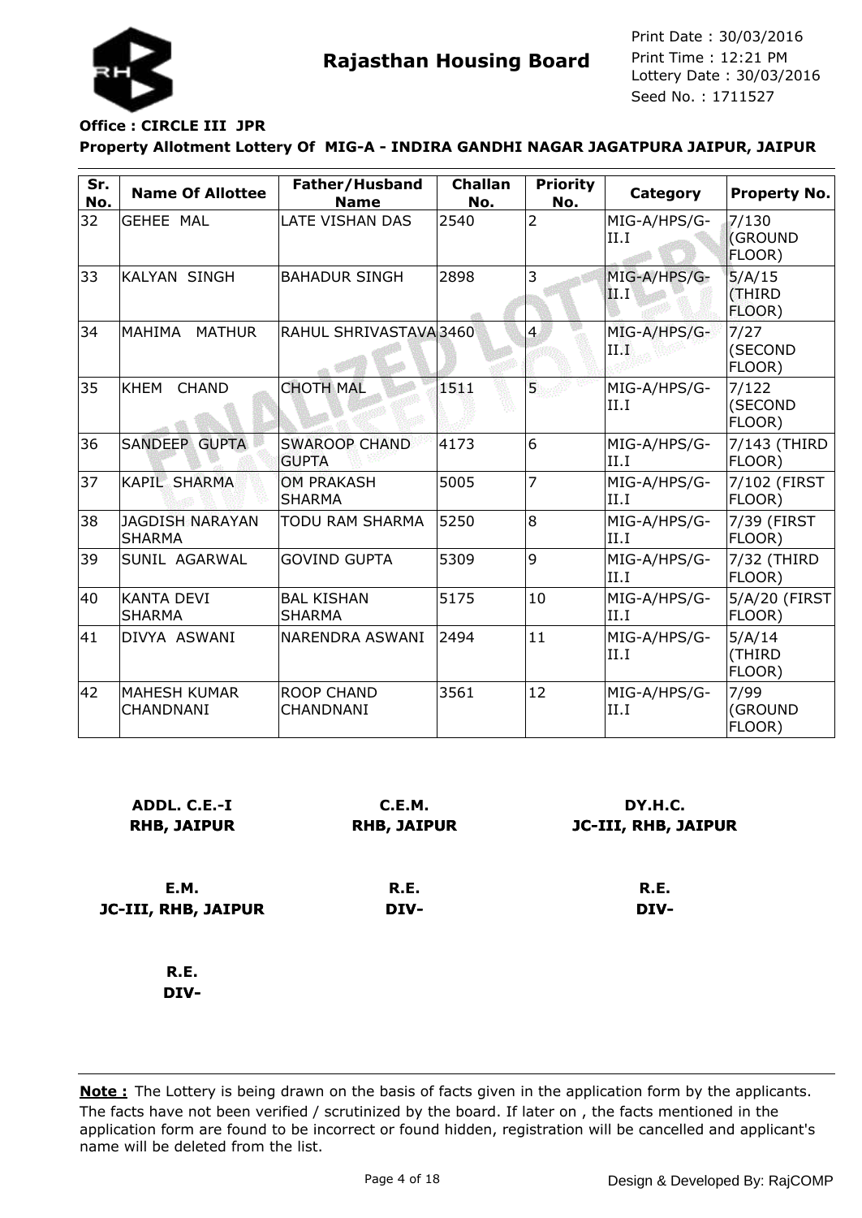# Rajasthan Housing Board

Print Date : 30/03/2016
Print Time : 12:21 PM
Lottery Date : 30/03/2016
Seed No. : 1711527

**Office : CIRCLE III JPR**

**Property Allotment Lottery Of MIG-A - INDIRA GANDHI NAGAR JAGATPURA JAIPUR, JAIPUR**

| Sr. No. | Name Of Allottee | Father/Husband Name | Challan No. | Priority No. | Category | Property No. |
|---|---|---|---|---|---|---|
| 32 | GEHEE MAL | LATE VISHAN DAS | 2540 | 2 | MIG-A/HPS/G-II.I | 7/130 (GROUND FLOOR) |
| 33 | KALYAN SINGH | BAHADUR SINGH | 2898 | 3 | MIG-A/HPS/G-II.I | 5/A/15 (THIRD FLOOR) |
| 34 | MAHIMA MATHUR | RAHUL SHRIVASTAVA | 3460 | 4 | MIG-A/HPS/G-II.I | 7/27 (SECOND FLOOR) |
| 35 | KHEM CHAND | CHOTH MAL | 1511 | 5 | MIG-A/HPS/G-II.I | 7/122 (SECOND FLOOR) |
| 36 | SANDEEP GUPTA | SWAROOP CHAND GUPTA | 4173 | 6 | MIG-A/HPS/G-II.I | 7/143 (THIRD FLOOR) |
| 37 | KAPIL SHARMA | OM PRAKASH SHARMA | 5005 | 7 | MIG-A/HPS/G-II.I | 7/102 (FIRST FLOOR) |
| 38 | JAGDISH NARAYAN SHARMA | TODU RAM SHARMA | 5250 | 8 | MIG-A/HPS/G-II.I | 7/39 (FIRST FLOOR) |
| 39 | SUNIL AGARWAL | GOVIND GUPTA | 5309 | 9 | MIG-A/HPS/G-II.I | 7/32 (THIRD FLOOR) |
| 40 | KANTA DEVI SHARMA | BAL KISHAN SHARMA | 5175 | 10 | MIG-A/HPS/G-II.I | 5/A/20 (FIRST FLOOR) |
| 41 | DIVYA ASWANI | NARENDRA ASWANI | 2494 | 11 | MIG-A/HPS/G-II.I | 5/A/14 (THIRD FLOOR) |
| 42 | MAHESH KUMAR CHANDNANI | ROOP CHAND CHANDNANI | 3561 | 12 | MIG-A/HPS/G-II.I | 7/99 (GROUND FLOOR) |

**ADDL. C.E.-I**
**RHB, JAIPUR**

**C.E.M.**
**RHB, JAIPUR**

**DY.H.C.**
**JC-III, RHB, JAIPUR**

**E.M.**
**JC-III, RHB, JAIPUR**

**R.E.**
**DIV-**

**R.E.**
**DIV-**

**R.E.**
**DIV-**

**Note :** The Lottery is being drawn on the basis of facts given in the application form by the applicants. The facts have not been verified / scrutinized by the board. If later on , the facts mentioned in the application form are found to be incorrect or found hidden, registration will be cancelled and applicant's name will be deleted from the list.

Design & Developed By: RajCOMP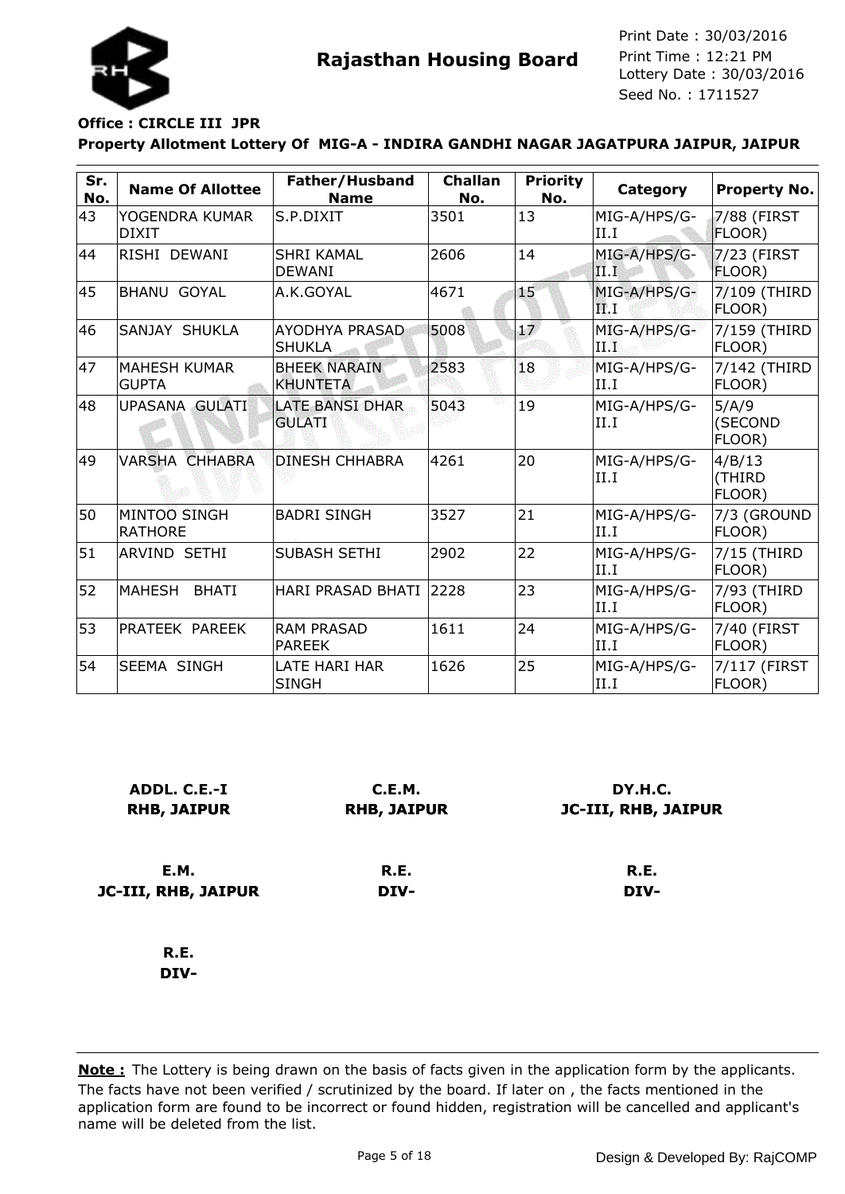**Rajasthan Housing Board**

Print Date : 30/03/2016
Print Time : 12:21 PM
Lottery Date : 30/03/2016
Seed No. : 1711527

**Office : CIRCLE III JPR**

**Property Allotment Lottery Of MIG-A - INDIRA GANDHI NAGAR JAGATPURA JAIPUR, JAIPUR**

| Sr. No. | Name Of Allottee | Father/Husband Name | Challan No. | Priority No. | Category | Property No. |
|---|---|---|---|---|---|---|
| 43 | YOGENDRA KUMAR DIXIT | S.P.DIXIT | 3501 | 13 | MIG-A/HPS/G-II.I | 7/88 (FIRST FLOOR) |
| 44 | RISHI DEWANI | SHRI KAMAL DEWANI | 2606 | 14 | MIG-A/HPS/G-II.I | 7/23 (FIRST FLOOR) |
| 45 | BHANU GOYAL | A.K.GOYAL | 4671 | 15 | MIG-A/HPS/G-II.I | 7/109 (THIRD FLOOR) |
| 46 | SANJAY SHUKLA | AYODHYA PRASAD SHUKLA | 5008 | 17 | MIG-A/HPS/G-II.I | 7/159 (THIRD FLOOR) |
| 47 | MAHESH KUMAR GUPTA | BHEEK NARAIN KHUNTETA | 2583 | 18 | MIG-A/HPS/G-II.I | 7/142 (THIRD FLOOR) |
| 48 | UPASANA GULATI | LATE BANSI DHAR GULATI | 5043 | 19 | MIG-A/HPS/G-II.I | 5/A/9 (SECOND FLOOR) |
| 49 | VARSHA CHHABRA | DINESH CHHABRA | 4261 | 20 | MIG-A/HPS/G-II.I | 4/B/13 (THIRD FLOOR) |
| 50 | MINTOO SINGH RATHORE | BADRI SINGH | 3527 | 21 | MIG-A/HPS/G-II.I | 7/3 (GROUND FLOOR) |
| 51 | ARVIND SETHI | SUBASH SETHI | 2902 | 22 | MIG-A/HPS/G-II.I | 7/15 (THIRD FLOOR) |
| 52 | MAHESH BHATI | HARI PRASAD BHATI | 2228 | 23 | MIG-A/HPS/G-II.I | 7/93 (THIRD FLOOR) |
| 53 | PRATEEK PAREEK | RAM PRASAD PAREEK | 1611 | 24 | MIG-A/HPS/G-II.I | 7/40 (FIRST FLOOR) |
| 54 | SEEMA SINGH | LATE HARI HAR SINGH | 1626 | 25 | MIG-A/HPS/G-II.I | 7/117 (FIRST FLOOR) |

**ADDL. C.E.-I**
**RHB, JAIPUR**

**C.E.M.**
**RHB, JAIPUR**

**DY.H.C.**
**JC-III, RHB, JAIPUR**

**E.M.**
**JC-III, RHB, JAIPUR**

**R.E.**
**DIV-**

**R.E.**
**DIV-**

**R.E.**
**DIV-**

**Note :** The Lottery is being drawn on the basis of facts given in the application form by the applicants. The facts have not been verified / scrutinized by the board. If later on , the facts mentioned in the application form are found to be incorrect or found hidden, registration will be cancelled and applicant's name will be deleted from the list.

Design & Developed By: RajCOMP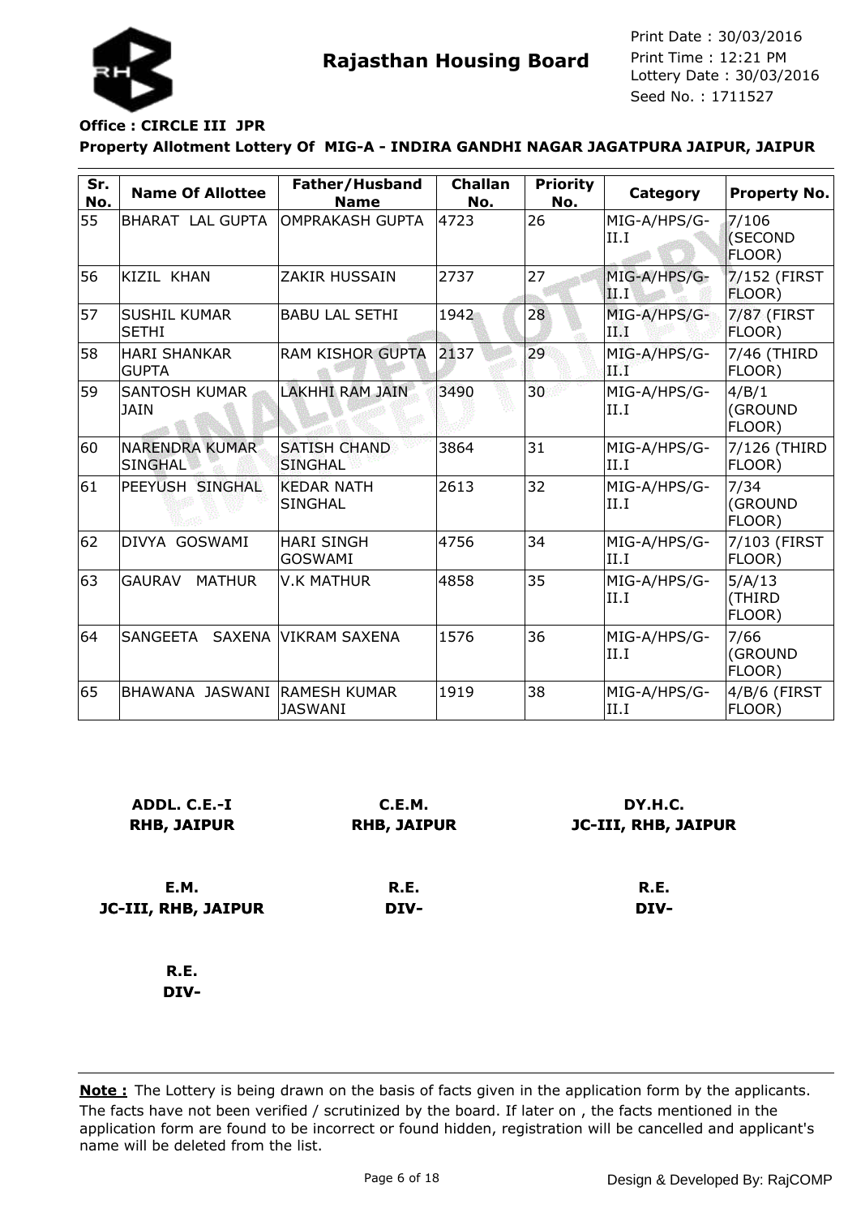**Rajasthan Housing Board**

Print Date : 30/03/2016
Print Time : 12:21 PM
Lottery Date : 30/03/2016
Seed No. : 1711527

**Office : CIRCLE III JPR**

**Property Allotment Lottery Of MIG-A - INDIRA GANDHI NAGAR JAGATPURA JAIPUR, JAIPUR**

| Sr. No. | Name Of Allottee | Father/Husband Name | Challan No. | Priority No. | Category | Property No. |
|---|---|---|---|---|---|---|
| 55 | BHARAT LAL GUPTA | OMPRAKASH GUPTA | 4723 | 26 | MIG-A/HPS/G-II.I | 7/106 (SECOND FLOOR) |
| 56 | KIZIL KHAN | ZAKIR HUSSAIN | 2737 | 27 | MIG-A/HPS/G-II.I | 7/152 (FIRST FLOOR) |
| 57 | SUSHIL KUMAR SETHI | BABU LAL SETHI | 1942 | 28 | MIG-A/HPS/G-II.I | 7/87 (FIRST FLOOR) |
| 58 | HARI SHANKAR GUPTA | RAM KISHOR GUPTA | 2137 | 29 | MIG-A/HPS/G-II.I | 7/46 (THIRD FLOOR) |
| 59 | SANTOSH KUMAR JAIN | LAKHHI RAM JAIN | 3490 | 30 | MIG-A/HPS/G-II.I | 4/B/1 (GROUND FLOOR) |
| 60 | NARENDRA KUMAR SINGHAL | SATISH CHAND SINGHAL | 3864 | 31 | MIG-A/HPS/G-II.I | 7/126 (THIRD FLOOR) |
| 61 | PEEYUSH SINGHAL | KEDAR NATH SINGHAL | 2613 | 32 | MIG-A/HPS/G-II.I | 7/34 (GROUND FLOOR) |
| 62 | DIVYA GOSWAMI | HARI SINGH GOSWAMI | 4756 | 34 | MIG-A/HPS/G-II.I | 7/103 (FIRST FLOOR) |
| 63 | GAURAV MATHUR | V.K MATHUR | 4858 | 35 | MIG-A/HPS/G-II.I | 5/A/13 (THIRD FLOOR) |
| 64 | SANGEETA SAXENA | VIKRAM SAXENA | 1576 | 36 | MIG-A/HPS/G-II.I | 7/66 (GROUND FLOOR) |
| 65 | BHAWANA JASWANI | RAMESH KUMAR JASWANI | 1919 | 38 | MIG-A/HPS/G-II.I | 4/B/6 (FIRST FLOOR) |

**ADDL. C.E.-I**
**RHB, JAIPUR**

**C.E.M.**
**RHB, JAIPUR**

**DY.H.C.**
**JC-III, RHB, JAIPUR**

**E.M.**
**JC-III, RHB, JAIPUR**

**R.E.**
**DIV-**

**R.E.**
**DIV-**

**R.E.**
**DIV-**

**Note :** The Lottery is being drawn on the basis of facts given in the application form by the applicants. The facts have not been verified / scrutinized by the board. If later on , the facts mentioned in the application form are found to be incorrect or found hidden, registration will be cancelled and applicant's name will be deleted from the list.

Design & Developed By: RajCOMP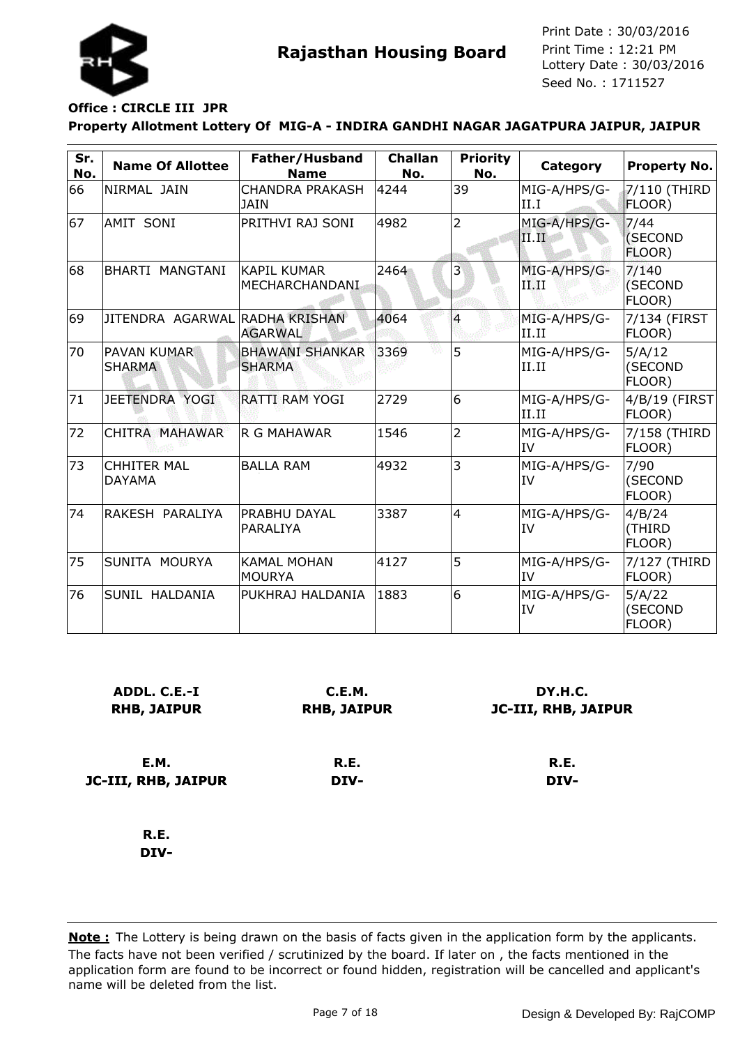# Rajasthan Housing Board

Print Date : 30/03/2016
Print Time : 12:21 PM
Lottery Date : 30/03/2016
Seed No. : 1711527

**Office : CIRCLE III JPR**

**Property Allotment Lottery Of MIG-A - INDIRA GANDHI NAGAR JAGATPURA JAIPUR, JAIPUR**

| Sr. No. | Name Of Allottee | Father/Husband Name | Challan No. | Priority No. | Category | Property No. |
|---|---|---|---|---|---|---|
| 66 | NIRMAL JAIN | CHANDRA PRAKASH JAIN | 4244 | 39 | MIG-A/HPS/G-II.I | 7/110 (THIRD FLOOR) |
| 67 | AMIT SONI | PRITHVI RAJ SONI | 4982 | 2 | MIG-A/HPS/G-II.II | 7/44 (SECOND FLOOR) |
| 68 | BHARTI MANGTANI | KAPIL KUMAR MECHARCHANDANI | 2464 | 3 | MIG-A/HPS/G-II.II | 7/140 (SECOND FLOOR) |
| 69 | JITENDRA AGARWAL | RADHA KRISHAN AGARWAL | 4064 | 4 | MIG-A/HPS/G-II.II | 7/134 (FIRST FLOOR) |
| 70 | PAVAN KUMAR SHARMA | BHAWANI SHANKAR SHARMA | 3369 | 5 | MIG-A/HPS/G-II.II | 5/A/12 (SECOND FLOOR) |
| 71 | JEETENDRA YOGI | RATTI RAM YOGI | 2729 | 6 | MIG-A/HPS/G-II.II | 4/B/19 (FIRST FLOOR) |
| 72 | CHITRA MAHAWAR | R G MAHAWAR | 1546 | 2 | MIG-A/HPS/G-IV | 7/158 (THIRD FLOOR) |
| 73 | CHHITER MAL DAYAMA | BALLA RAM | 4932 | 3 | MIG-A/HPS/G-IV | 7/90 (SECOND FLOOR) |
| 74 | RAKESH PARALIYA | PRABHU DAYAL PARALIYA | 3387 | 4 | MIG-A/HPS/G-IV | 4/B/24 (THIRD FLOOR) |
| 75 | SUNITA MOURYA | KAMAL MOHAN MOURYA | 4127 | 5 | MIG-A/HPS/G-IV | 7/127 (THIRD FLOOR) |
| 76 | SUNIL HALDANIA | PUKHRAJ HALDANIA | 1883 | 6 | MIG-A/HPS/G-IV | 5/A/22 (SECOND FLOOR) |

**ADDL. C.E.-I**
**RHB, JAIPUR**

**C.E.M.**
**RHB, JAIPUR**

**DY.H.C.**
**JC-III, RHB, JAIPUR**

**E.M.**
**JC-III, RHB, JAIPUR**

**R.E.**
**DIV-**

**R.E.**
**DIV-**

**R.E.**
**DIV-**

**Note :** The Lottery is being drawn on the basis of facts given in the application form by the applicants. The facts have not been verified / scrutinized by the board. If later on , the facts mentioned in the application form are found to be incorrect or found hidden, registration will be cancelled and applicant's name will be deleted from the list.

Design & Developed By: RajCOMP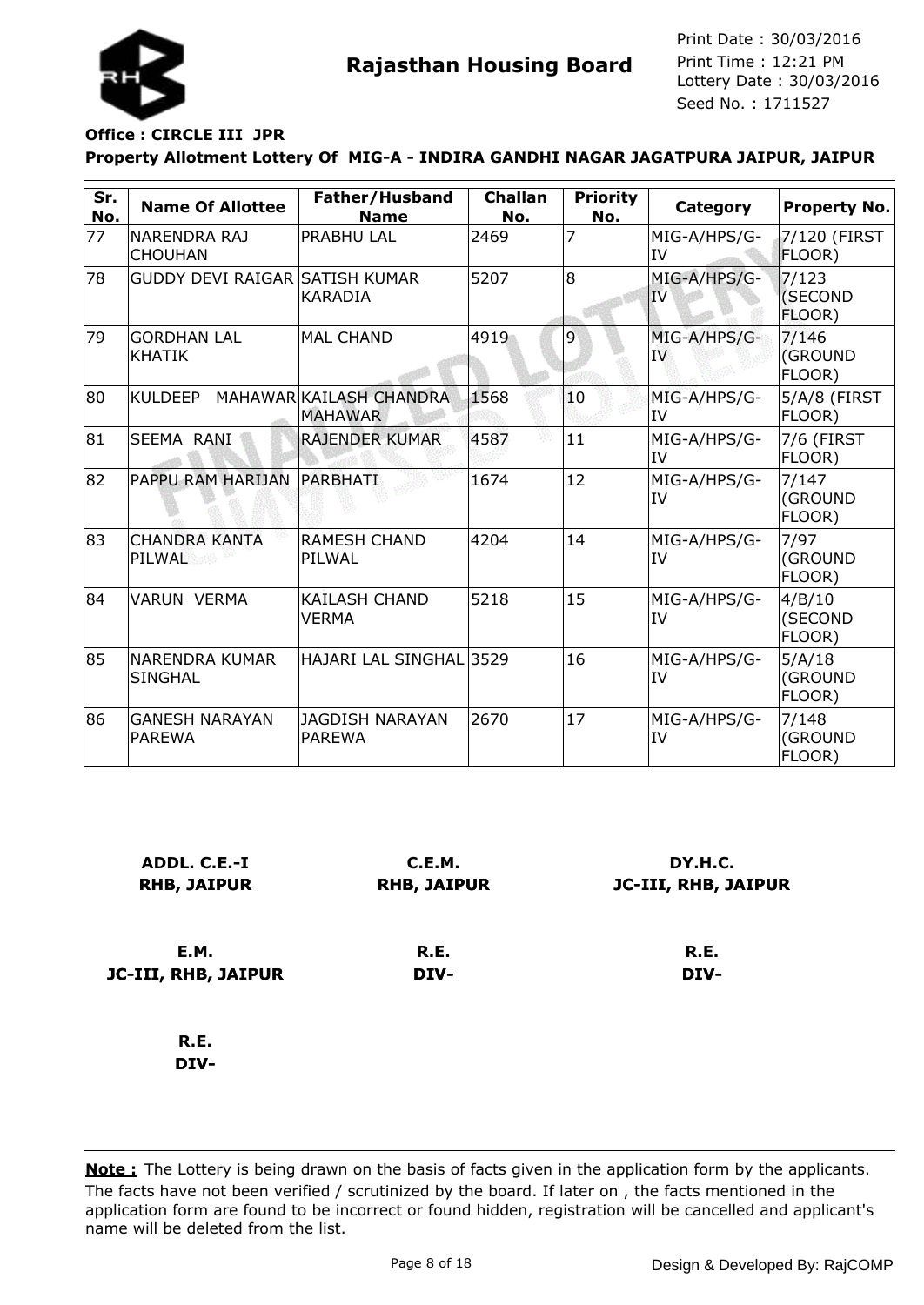# Rajasthan Housing Board

Print Date : 30/03/2016
Print Time : 12:21 PM
Lottery Date : 30/03/2016
Seed No. : 1711527

**Office : CIRCLE III JPR**

**Property Allotment Lottery Of MIG-A - INDIRA GANDHI NAGAR JAGATPURA JAIPUR, JAIPUR**

| Sr. No. | Name Of Allottee | Father/Husband Name | Challan No. | Priority No. | Category | Property No. |
|---|---|---|---|---|---|---|
| 77 | NARENDRA RAJ CHOUHAN | PRABHU LAL | 2469 | 7 | MIG-A/HPS/G-IV | 7/120 (FIRST FLOOR) |
| 78 | GUDDY DEVI RAIGAR | SATISH KUMAR KARADIA | 5207 | 8 | MIG-A/HPS/G-IV | 7/123 (SECOND FLOOR) |
| 79 | GORDHAN LAL KHATIK | MAL CHAND | 4919 | 9 | MIG-A/HPS/G-IV | 7/146 (GROUND FLOOR) |
| 80 | KULDEEP MAHAWAR | KAILASH CHANDRA MAHAWAR | 1568 | 10 | MIG-A/HPS/G-IV | 5/A/8 (FIRST FLOOR) |
| 81 | SEEMA RANI | RAJENDER KUMAR | 4587 | 11 | MIG-A/HPS/G-IV | 7/6 (FIRST FLOOR) |
| 82 | PAPPU RAM HARIJAN | PARBHATI | 1674 | 12 | MIG-A/HPS/G-IV | 7/147 (GROUND FLOOR) |
| 83 | CHANDRA KANTA PILWAL | RAMESH CHAND PILWAL | 4204 | 14 | MIG-A/HPS/G-IV | 7/97 (GROUND FLOOR) |
| 84 | VARUN VERMA | KAILASH CHAND VERMA | 5218 | 15 | MIG-A/HPS/G-IV | 4/B/10 (SECOND FLOOR) |
| 85 | NARENDRA KUMAR SINGHAL | HAJARI LAL SINGHAL | 3529 | 16 | MIG-A/HPS/G-IV | 5/A/18 (GROUND FLOOR) |
| 86 | GANESH NARAYAN PAREWA | JAGDISH NARAYAN PAREWA | 2670 | 17 | MIG-A/HPS/G-IV | 7/148 (GROUND FLOOR) |

**ADDL. C.E.-I**
**RHB, JAIPUR**

**C.E.M.**
**RHB, JAIPUR**

**DY.H.C.**
**JC-III, RHB, JAIPUR**

**E.M.**
**JC-III, RHB, JAIPUR**

**R.E.**
**DIV-**

**R.E.**
**DIV-**

**R.E.**
**DIV-**

**Note :** The Lottery is being drawn on the basis of facts given in the application form by the applicants. The facts have not been verified / scrutinized by the board. If later on , the facts mentioned in the application form are found to be incorrect or found hidden, registration will be cancelled and applicant's name will be deleted from the list.

Design & Developed By: RajCOMP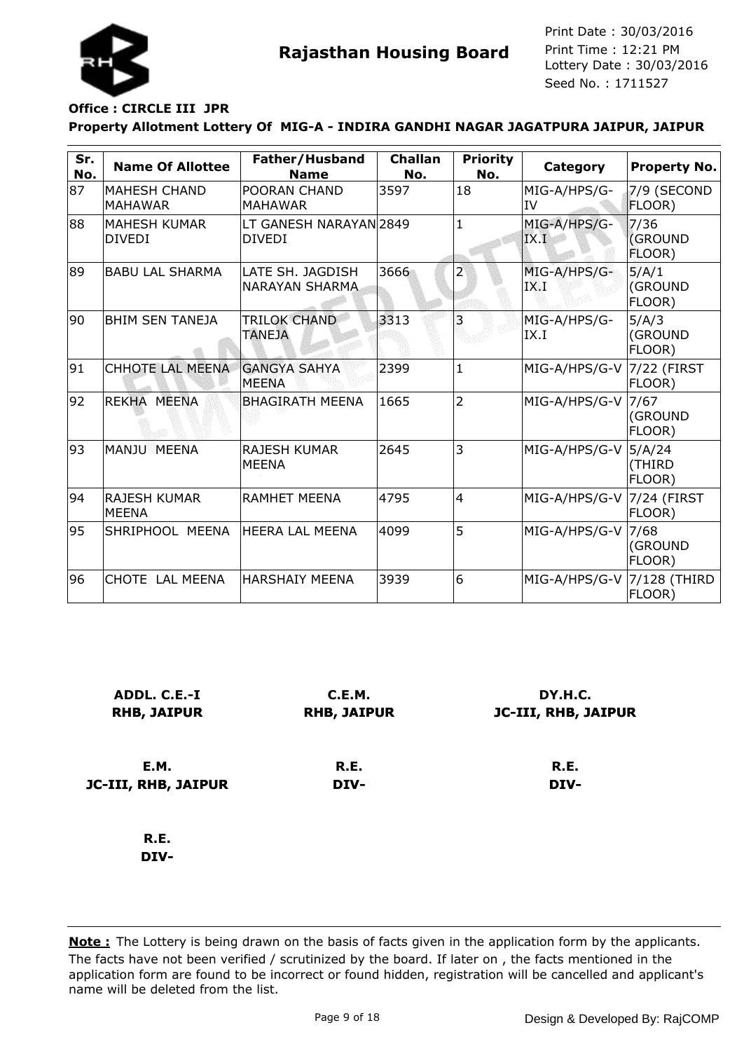# Rajasthan Housing Board

Print Date : 30/03/2016
Print Time : 12:21 PM
Lottery Date : 30/03/2016
Seed No. : 1711527

**Office : CIRCLE III JPR**

**Property Allotment Lottery Of MIG-A - INDIRA GANDHI NAGAR JAGATPURA JAIPUR, JAIPUR**

| Sr. No. | Name Of Allottee | Father/Husband Name | Challan No. | Priority No. | Category | Property No. |
|---|---|---|---|---|---|---|
| 87 | MAHESH CHAND MAHAWAR | POORAN CHAND MAHAWAR | 3597 | 18 | MIG-A/HPS/G-IV | 7/9 (SECOND FLOOR) |
| 88 | MAHESH KUMAR DIVEDI | LT GANESH NARAYAN DIVEDI | 2849 | 1 | MIG-A/HPS/G-IX.I | 7/36 (GROUND FLOOR) |
| 89 | BABU LAL SHARMA | LATE SH. JAGDISH NARAYAN SHARMA | 3666 | 2 | MIG-A/HPS/G-IX.I | 5/A/1 (GROUND FLOOR) |
| 90 | BHIM SEN TANEJA | TRILOK CHAND TANEJA | 3313 | 3 | MIG-A/HPS/G-IX.I | 5/A/3 (GROUND FLOOR) |
| 91 | CHHOTE LAL MEENA | GANGYA SAHYA MEENA | 2399 | 1 | MIG-A/HPS/G-V | 7/22 (FIRST FLOOR) |
| 92 | REKHA MEENA | BHAGIRATH MEENA | 1665 | 2 | MIG-A/HPS/G-V | 7/67 (GROUND FLOOR) |
| 93 | MANJU MEENA | RAJESH KUMAR MEENA | 2645 | 3 | MIG-A/HPS/G-V | 5/A/24 (THIRD FLOOR) |
| 94 | RAJESH KUMAR MEENA | RAMHET MEENA | 4795 | 4 | MIG-A/HPS/G-V | 7/24 (FIRST FLOOR) |
| 95 | SHRIPHOOL MEENA | HEERA LAL MEENA | 4099 | 5 | MIG-A/HPS/G-V | 7/68 (GROUND FLOOR) |
| 96 | CHOTE LAL MEENA | HARSHAIY MEENA | 3939 | 6 | MIG-A/HPS/G-V | 7/128 (THIRD FLOOR) |

**ADDL. C.E.-I**
**RHB, JAIPUR**

**C.E.M.**
**RHB, JAIPUR**

**DY.H.C.**
**JC-III, RHB, JAIPUR**

**E.M.**
**JC-III, RHB, JAIPUR**

**R.E.**
**DIV-**

**R.E.**
**DIV-**

**R.E.**
**DIV-**

**Note :** The Lottery is being drawn on the basis of facts given in the application form by the applicants. The facts have not been verified / scrutinized by the board. If later on , the facts mentioned in the application form are found to be incorrect or found hidden, registration will be cancelled and applicant's name will be deleted from the list.

Design & Developed By: RajCOMP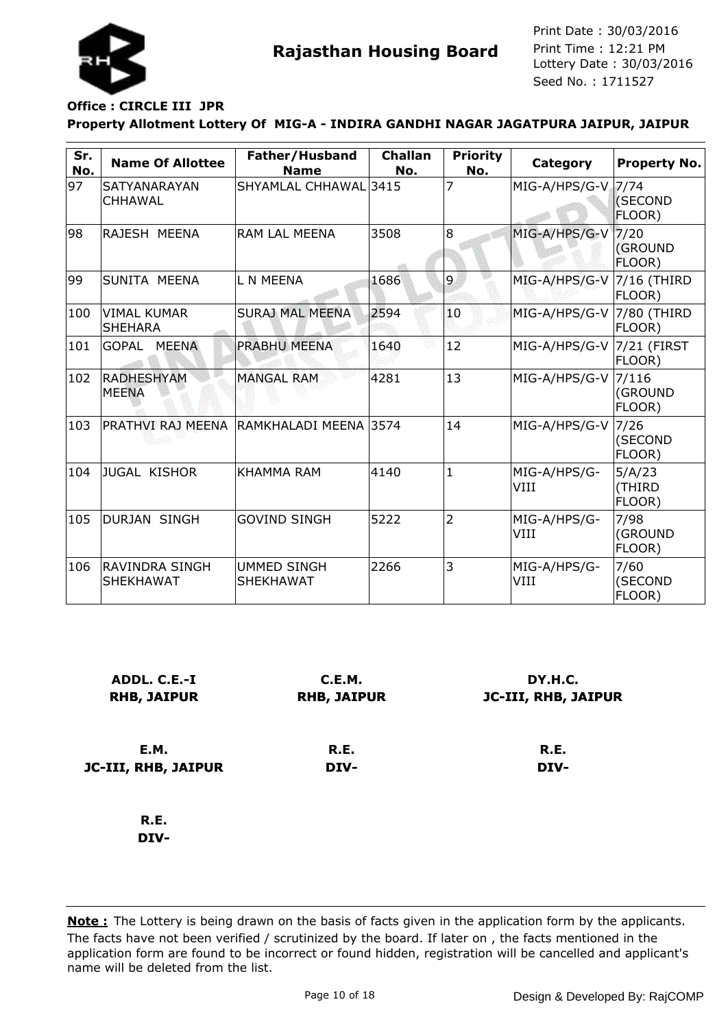# Rajasthan Housing Board

Print Date : 30/03/2016
Print Time : 12:21 PM
Lottery Date : 30/03/2016
Seed No. : 1711527

**Office : CIRCLE III JPR**

**Property Allotment Lottery Of MIG-A - INDIRA GANDHI NAGAR JAGATPURA JAIPUR, JAIPUR**

| Sr. No. | Name Of Allottee | Father/Husband Name | Challan No. | Priority No. | Category | Property No. |
|---|---|---|---|---|---|---|
| 97 | SATYANARAYAN CHHAWAL | SHYAMLAL CHHAWAL | 3415 | 7 | MIG-A/HPS/G-V | 7/74 (SECOND FLOOR) |
| 98 | RAJESH MEENA | RAM LAL MEENA | 3508 | 8 | MIG-A/HPS/G-V | 7/20 (GROUND FLOOR) |
| 99 | SUNITA MEENA | L N MEENA | 1686 | 9 | MIG-A/HPS/G-V | 7/16 (THIRD FLOOR) |
| 100 | VIMAL KUMAR SHEHARA | SURAJ MAL MEENA | 2594 | 10 | MIG-A/HPS/G-V | 7/80 (THIRD FLOOR) |
| 101 | GOPAL MEENA | PRABHU MEENA | 1640 | 12 | MIG-A/HPS/G-V | 7/21 (FIRST FLOOR) |
| 102 | RADHESHYAM MEENA | MANGAL RAM | 4281 | 13 | MIG-A/HPS/G-V | 7/116 (GROUND FLOOR) |
| 103 | PRATHVI RAJ MEENA | RAMKHALADI MEENA | 3574 | 14 | MIG-A/HPS/G-V | 7/26 (SECOND FLOOR) |
| 104 | JUGAL KISHOR | KHAMMA RAM | 4140 | 1 | MIG-A/HPS/G-VIII | 5/A/23 (THIRD FLOOR) |
| 105 | DURJAN SINGH | GOVIND SINGH | 5222 | 2 | MIG-A/HPS/G-VIII | 7/98 (GROUND FLOOR) |
| 106 | RAVINDRA SINGH SHEKHAWAT | UMMED SINGH SHEKHAWAT | 2266 | 3 | MIG-A/HPS/G-VIII | 7/60 (SECOND FLOOR) |

**ADDL. C.E.-I**
**RHB, JAIPUR**

**C.E.M.**
**RHB, JAIPUR**

**DY.H.C.**
**JC-III, RHB, JAIPUR**

**E.M.**
**JC-III, RHB, JAIPUR**

**R.E.**
**DIV-**

**R.E.**
**DIV-**

**R.E.**
**DIV-**

**Note :** The Lottery is being drawn on the basis of facts given in the application form by the applicants. The facts have not been verified / scrutinized by the board. If later on , the facts mentioned in the application form are found to be incorrect or found hidden, registration will be cancelled and applicant's name will be deleted from the list.

Design & Developed By: RajCOMP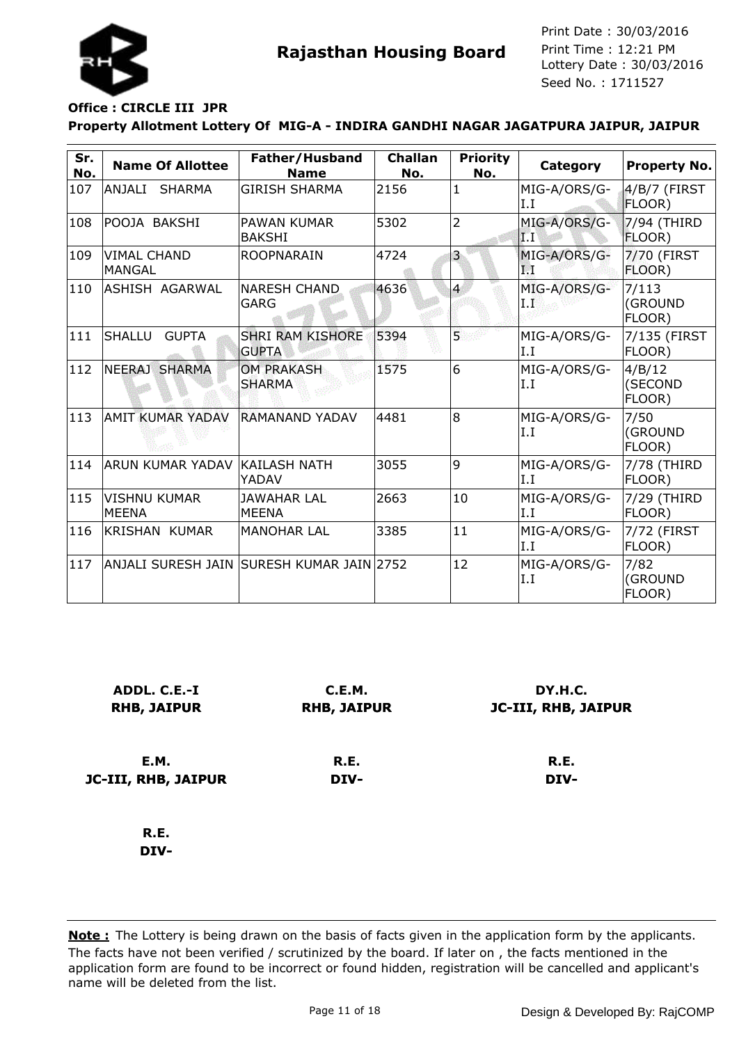**Rajasthan Housing Board**

Print Date : 30/03/2016
Print Time : 12:21 PM
Lottery Date : 30/03/2016
Seed No. : 1711527

**Office : CIRCLE III JPR**

**Property Allotment Lottery Of MIG-A - INDIRA GANDHI NAGAR JAGATPURA JAIPUR, JAIPUR**

| Sr. No. | Name Of Allottee | Father/Husband Name | Challan No. | Priority No. | Category | Property No. |
|---|---|---|---|---|---|---|
| 107 | ANJALI SHARMA | GIRISH SHARMA | 2156 | 1 | MIG-A/ORS/G-I.I | 4/B/7 (FIRST FLOOR) |
| 108 | POOJA BAKSHI | PAWAN KUMAR BAKSHI | 5302 | 2 | MIG-A/ORS/G-I.I | 7/94 (THIRD FLOOR) |
| 109 | VIMAL CHAND MANGAL | ROOPNARAIN | 4724 | 3 | MIG-A/ORS/G-I.I | 7/70 (FIRST FLOOR) |
| 110 | ASHISH AGARWAL | NARESH CHAND GARG | 4636 | 4 | MIG-A/ORS/G-I.I | 7/113 (GROUND FLOOR) |
| 111 | SHALLU GUPTA | SHRI RAM KISHORE GUPTA | 5394 | 5 | MIG-A/ORS/G-I.I | 7/135 (FIRST FLOOR) |
| 112 | NEERAJ SHARMA | OM PRAKASH SHARMA | 1575 | 6 | MIG-A/ORS/G-I.I | 4/B/12 (SECOND FLOOR) |
| 113 | AMIT KUMAR YADAV | RAMANAND YADAV | 4481 | 8 | MIG-A/ORS/G-I.I | 7/50 (GROUND FLOOR) |
| 114 | ARUN KUMAR YADAV | KAILASH NATH YADAV | 3055 | 9 | MIG-A/ORS/G-I.I | 7/78 (THIRD FLOOR) |
| 115 | VISHNU KUMAR MEENA | JAWAHAR LAL MEENA | 2663 | 10 | MIG-A/ORS/G-I.I | 7/29 (THIRD FLOOR) |
| 116 | KRISHAN KUMAR | MANOHAR LAL | 3385 | 11 | MIG-A/ORS/G-I.I | 7/72 (FIRST FLOOR) |
| 117 | ANJALI SURESH JAIN | SURESH KUMAR JAIN | 2752 | 12 | MIG-A/ORS/G-I.I | 7/82 (GROUND FLOOR) |

**ADDL. C.E.-I**
**RHB, JAIPUR**

**C.E.M.**
**RHB, JAIPUR**

**DY.H.C.**
**JC-III, RHB, JAIPUR**

**E.M.**
**JC-III, RHB, JAIPUR**

**R.E.**
**DIV-**

**R.E.**
**DIV-**

**R.E.**
**DIV-**

**Note :** The Lottery is being drawn on the basis of facts given in the application form by the applicants. The facts have not been verified / scrutinized by the board. If later on , the facts mentioned in the application form are found to be incorrect or found hidden, registration will be cancelled and applicant's name will be deleted from the list.

Design & Developed By: RajCOMP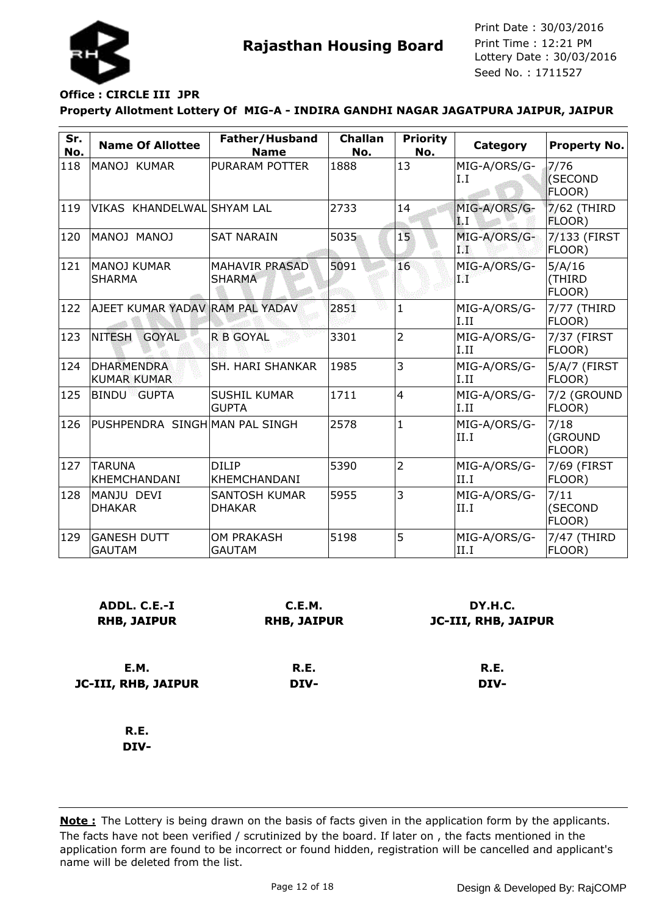# Rajasthan Housing Board

Print Date : 30/03/2016
Print Time : 12:21 PM
Lottery Date : 30/03/2016
Seed No. : 1711527

**Office : CIRCLE III JPR**

**Property Allotment Lottery Of MIG-A - INDIRA GANDHI NAGAR JAGATPURA JAIPUR, JAIPUR**

| Sr. No. | Name Of Allottee | Father/Husband Name | Challan No. | Priority No. | Category | Property No. |
|---|---|---|---|---|---|---|
| 118 | MANOJ KUMAR | PURARAM POTTER | 1888 | 13 | MIG-A/ORS/G-I.I | 7/76 (SECOND FLOOR) |
| 119 | VIKAS KHANDELWAL | SHYAM LAL | 2733 | 14 | MIG-A/ORS/G-I.I | 7/62 (THIRD FLOOR) |
| 120 | MANOJ MANOJ | SAT NARAIN | 5035 | 15 | MIG-A/ORS/G-I.I | 7/133 (FIRST FLOOR) |
| 121 | MANOJ KUMAR SHARMA | MAHAVIR PRASAD SHARMA | 5091 | 16 | MIG-A/ORS/G-I.I | 5/A/16 (THIRD FLOOR) |
| 122 | AJEET KUMAR YADAV | RAM PAL YADAV | 2851 | 1 | MIG-A/ORS/G-I.II | 7/77 (THIRD FLOOR) |
| 123 | NITESH GOYAL | R B GOYAL | 3301 | 2 | MIG-A/ORS/G-I.II | 7/37 (FIRST FLOOR) |
| 124 | DHARMENDRA KUMAR KUMAR | SH. HARI SHANKAR | 1985 | 3 | MIG-A/ORS/G-I.II | 5/A/7 (FIRST FLOOR) |
| 125 | BINDU GUPTA | SUSHIL KUMAR GUPTA | 1711 | 4 | MIG-A/ORS/G-I.II | 7/2 (GROUND FLOOR) |
| 126 | PUSHPENDRA SINGH | MAN PAL SINGH | 2578 | 1 | MIG-A/ORS/G-II.I | 7/18 (GROUND FLOOR) |
| 127 | TARUNA KHEMCHANDANI | DILIP KHEMCHANDANI | 5390 | 2 | MIG-A/ORS/G-II.I | 7/69 (FIRST FLOOR) |
| 128 | MANJU DEVI DHAKAR | SANTOSH KUMAR DHAKAR | 5955 | 3 | MIG-A/ORS/G-II.I | 7/11 (SECOND FLOOR) |
| 129 | GANESH DUTT GAUTAM | OM PRAKASH GAUTAM | 5198 | 5 | MIG-A/ORS/G-II.I | 7/47 (THIRD FLOOR) |

**ADDL. C.E.-I**
**RHB, JAIPUR**

**C.E.M.**
**RHB, JAIPUR**

**DY.H.C.**
**JC-III, RHB, JAIPUR**

**E.M.**
**JC-III, RHB, JAIPUR**

**R.E.**
**DIV-**

**R.E.**
**DIV-**

**R.E.**
**DIV-**

**Note :** The Lottery is being drawn on the basis of facts given in the application form by the applicants. The facts have not been verified / scrutinized by the board. If later on , the facts mentioned in the application form are found to be incorrect or found hidden, registration will be cancelled and applicant's name will be deleted from the list.

Design & Developed By: RajCOMP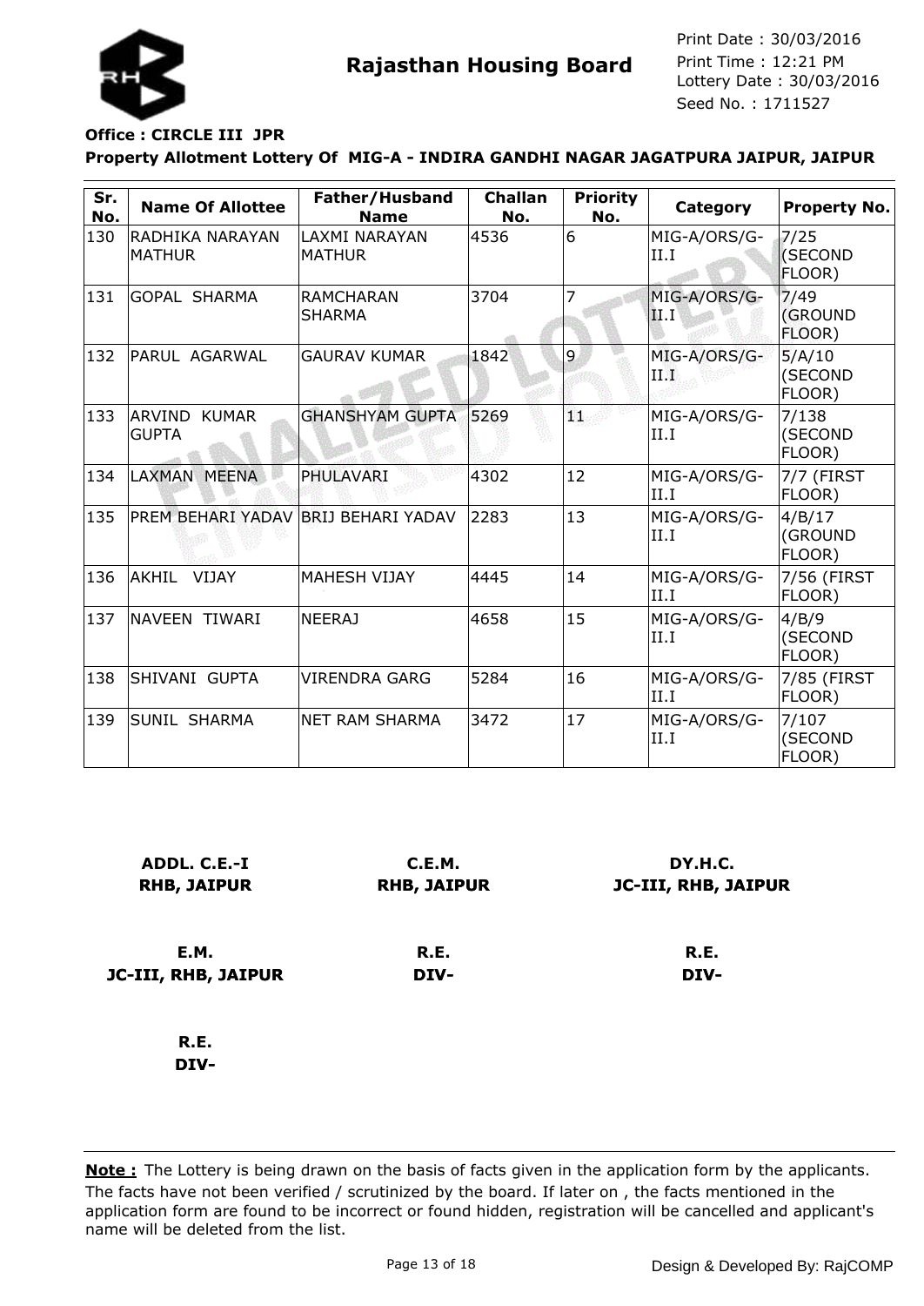**Rajasthan Housing Board**

Print Date : 30/03/2016
Print Time : 12:21 PM
Lottery Date : 30/03/2016
Seed No. : 1711527

**Office : CIRCLE III JPR**

**Property Allotment Lottery Of MIG-A - INDIRA GANDHI NAGAR JAGATPURA JAIPUR, JAIPUR**

| Sr. No. | Name Of Allottee | Father/Husband Name | Challan No. | Priority No. | Category | Property No. |
|---|---|---|---|---|---|---|
| 130 | RADHIKA NARAYAN MATHUR | LAXMI NARAYAN MATHUR | 4536 | 6 | MIG-A/ORS/G-II.I | 7/25 (SECOND FLOOR) |
| 131 | GOPAL SHARMA | RAMCHARAN SHARMA | 3704 | 7 | MIG-A/ORS/G-II.I | 7/49 (GROUND FLOOR) |
| 132 | PARUL AGARWAL | GAURAV KUMAR | 1842 | 9 | MIG-A/ORS/G-II.I | 5/A/10 (SECOND FLOOR) |
| 133 | ARVIND KUMAR GUPTA | GHANSHYAM GUPTA | 5269 | 11 | MIG-A/ORS/G-II.I | 7/138 (SECOND FLOOR) |
| 134 | LAXMAN MEENA | PHULAVARI | 4302 | 12 | MIG-A/ORS/G-II.I | 7/7 (FIRST FLOOR) |
| 135 | PREM BEHARI YADAV | BRIJ BEHARI YADAV | 2283 | 13 | MIG-A/ORS/G-II.I | 4/B/17 (GROUND FLOOR) |
| 136 | AKHIL VIJAY | MAHESH VIJAY | 4445 | 14 | MIG-A/ORS/G-II.I | 7/56 (FIRST FLOOR) |
| 137 | NAVEEN TIWARI | NEERAJ | 4658 | 15 | MIG-A/ORS/G-II.I | 4/B/9 (SECOND FLOOR) |
| 138 | SHIVANI GUPTA | VIRENDRA GARG | 5284 | 16 | MIG-A/ORS/G-II.I | 7/85 (FIRST FLOOR) |
| 139 | SUNIL SHARMA | NET RAM SHARMA | 3472 | 17 | MIG-A/ORS/G-II.I | 7/107 (SECOND FLOOR) |

**ADDL. C.E.-I**
**RHB, JAIPUR**

**C.E.M.**
**RHB, JAIPUR**

**DY.H.C.**
**JC-III, RHB, JAIPUR**

**E.M.**
**JC-III, RHB, JAIPUR**

**R.E.**
**DIV-**

**R.E.**
**DIV-**

**R.E.**
**DIV-**

**Note :** The Lottery is being drawn on the basis of facts given in the application form by the applicants. The facts have not been verified / scrutinized by the board. If later on , the facts mentioned in the application form are found to be incorrect or found hidden, registration will be cancelled and applicant's name will be deleted from the list.

Design & Developed By: RajCOMP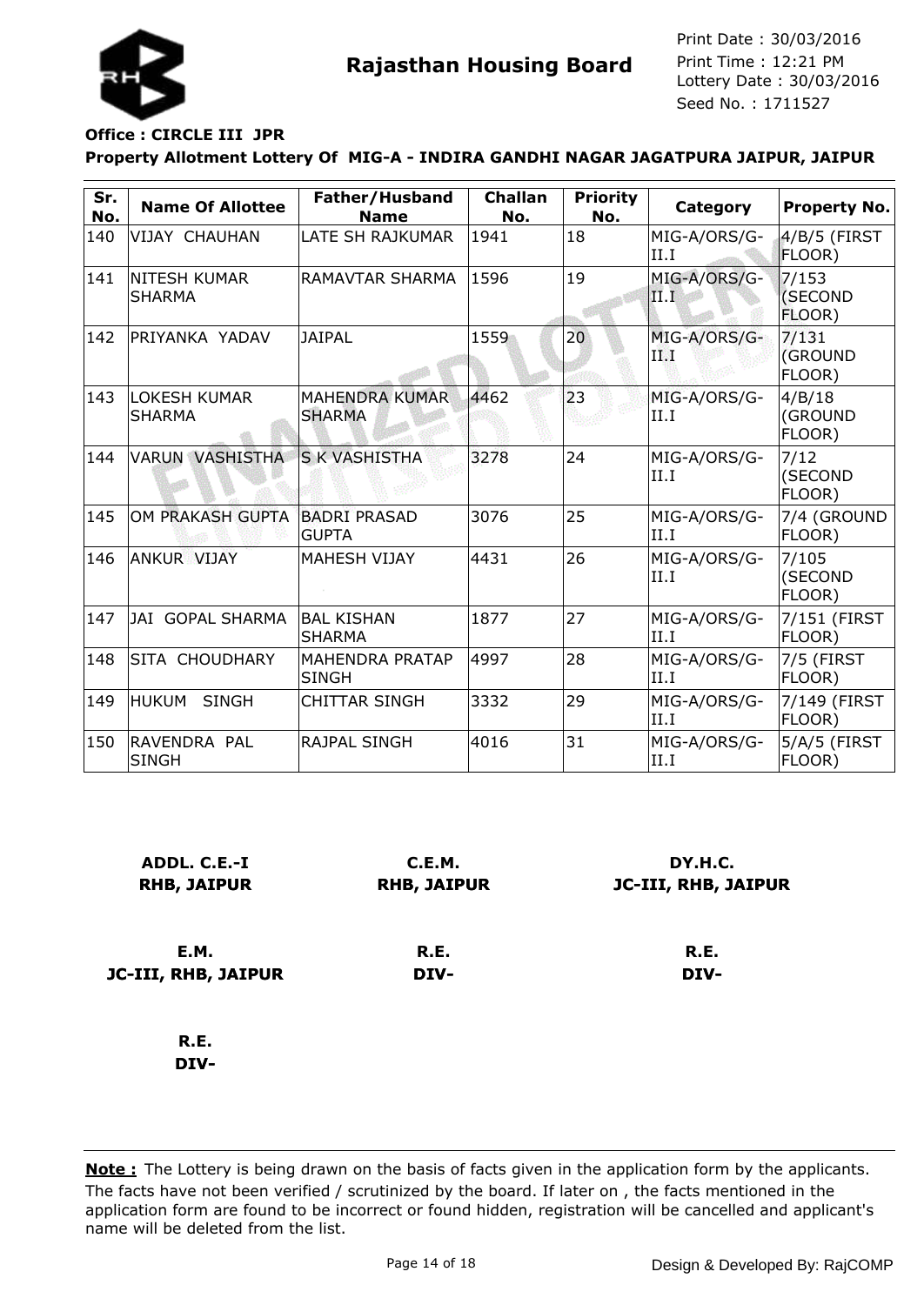# Rajasthan Housing Board

Print Date : 30/03/2016
Print Time : 12:21 PM
Lottery Date : 30/03/2016
Seed No. : 1711527

**Office : CIRCLE III JPR**

**Property Allotment Lottery Of MIG-A - INDIRA GANDHI NAGAR JAGATPURA JAIPUR, JAIPUR**

| Sr. No. | Name Of Allottee | Father/Husband Name | Challan No. | Priority No. | Category | Property No. |
|---|---|---|---|---|---|---|
| 140 | VIJAY CHAUHAN | LATE SH RAJKUMAR | 1941 | 18 | MIG-A/ORS/G-II.I | 4/B/5 (FIRST FLOOR) |
| 141 | NITESH KUMAR SHARMA | RAMAVTAR SHARMA | 1596 | 19 | MIG-A/ORS/G-II.I | 7/153 (SECOND FLOOR) |
| 142 | PRIYANKA YADAV | JAIPAL | 1559 | 20 | MIG-A/ORS/G-II.I | 7/131 (GROUND FLOOR) |
| 143 | LOKESH KUMAR SHARMA | MAHENDRA KUMAR SHARMA | 4462 | 23 | MIG-A/ORS/G-II.I | 4/B/18 (GROUND FLOOR) |
| 144 | VARUN VASHISTHA | S K VASHISTHA | 3278 | 24 | MIG-A/ORS/G-II.I | 7/12 (SECOND FLOOR) |
| 145 | OM PRAKASH GUPTA | BADRI PRASAD GUPTA | 3076 | 25 | MIG-A/ORS/G-II.I | 7/4 (GROUND FLOOR) |
| 146 | ANKUR VIJAY | MAHESH VIJAY | 4431 | 26 | MIG-A/ORS/G-II.I | 7/105 (SECOND FLOOR) |
| 147 | JAI GOPAL SHARMA | BAL KISHAN SHARMA | 1877 | 27 | MIG-A/ORS/G-II.I | 7/151 (FIRST FLOOR) |
| 148 | SITA CHOUDHARY | MAHENDRA PRATAP SINGH | 4997 | 28 | MIG-A/ORS/G-II.I | 7/5 (FIRST FLOOR) |
| 149 | HUKUM SINGH | CHITTAR SINGH | 3332 | 29 | MIG-A/ORS/G-II.I | 7/149 (FIRST FLOOR) |
| 150 | RAVENDRA PAL SINGH | RAJPAL SINGH | 4016 | 31 | MIG-A/ORS/G-II.I | 5/A/5 (FIRST FLOOR) |

**ADDL. C.E.-I**
**RHB, JAIPUR**

**C.E.M.**
**RHB, JAIPUR**

**DY.H.C.**
**JC-III, RHB, JAIPUR**

**E.M.**
**JC-III, RHB, JAIPUR**

**R.E.**
**DIV-**

**R.E.**
**DIV-**

**R.E.**
**DIV-**

**Note :** The Lottery is being drawn on the basis of facts given in the application form by the applicants. The facts have not been verified / scrutinized by the board. If later on , the facts mentioned in the application form are found to be incorrect or found hidden, registration will be cancelled and applicant's name will be deleted from the list.

Design & Developed By: RajCOMP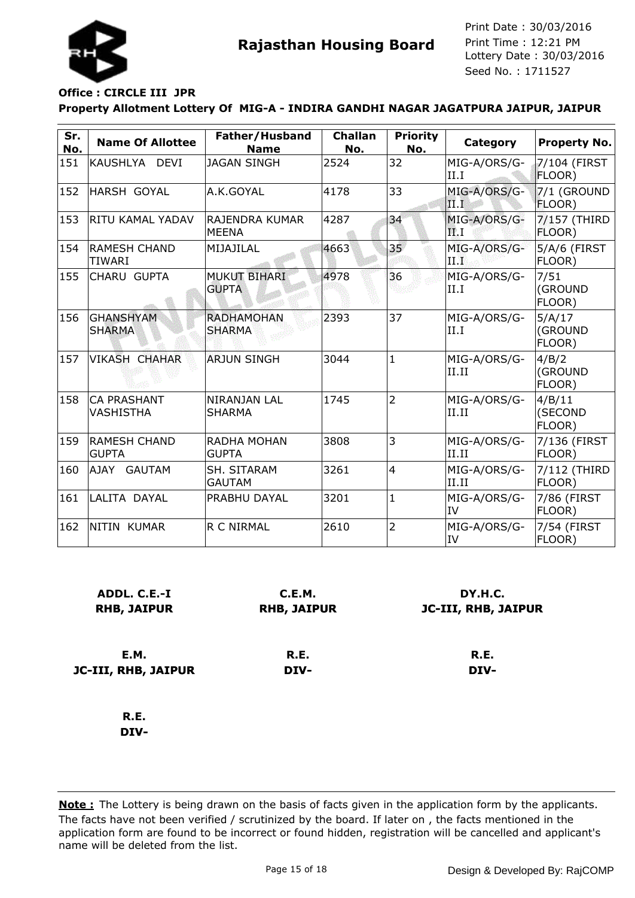# Rajasthan Housing Board

Print Date : 30/03/2016
Print Time : 12:21 PM
Lottery Date : 30/03/2016
Seed No. : 1711527

**Office : CIRCLE III JPR**

**Property Allotment Lottery Of MIG-A - INDIRA GANDHI NAGAR JAGATPURA JAIPUR, JAIPUR**

| Sr. No. | Name Of Allottee | Father/Husband Name | Challan No. | Priority No. | Category | Property No. |
|---|---|---|---|---|---|---|
| 151 | KAUSHLYA DEVI | JAGAN SINGH | 2524 | 32 | MIG-A/ORS/G-II.I | 7/104 (FIRST FLOOR) |
| 152 | HARSH GOYAL | A.K.GOYAL | 4178 | 33 | MIG-A/ORS/G-II.I | 7/1 (GROUND FLOOR) |
| 153 | RITU KAMAL YADAV | RAJENDRA KUMAR MEENA | 4287 | 34 | MIG-A/ORS/G-II.I | 7/157 (THIRD FLOOR) |
| 154 | RAMESH CHAND TIWARI | MIJAJILAL | 4663 | 35 | MIG-A/ORS/G-II.I | 5/A/6 (FIRST FLOOR) |
| 155 | CHARU GUPTA | MUKUT BIHARI GUPTA | 4978 | 36 | MIG-A/ORS/G-II.I | 7/51 (GROUND FLOOR) |
| 156 | GHANSHYAM SHARMA | RADHAMOHAN SHARMA | 2393 | 37 | MIG-A/ORS/G-II.I | 5/A/17 (GROUND FLOOR) |
| 157 | VIKASH CHAHAR | ARJUN SINGH | 3044 | 1 | MIG-A/ORS/G-II.II | 4/B/2 (GROUND FLOOR) |
| 158 | CA PRASHANT VASHISTHA | NIRANJAN LAL SHARMA | 1745 | 2 | MIG-A/ORS/G-II.II | 4/B/11 (SECOND FLOOR) |
| 159 | RAMESH CHAND GUPTA | RADHA MOHAN GUPTA | 3808 | 3 | MIG-A/ORS/G-II.II | 7/136 (FIRST FLOOR) |
| 160 | AJAY GAUTAM | SH. SITARAM GAUTAM | 3261 | 4 | MIG-A/ORS/G-II.II | 7/112 (THIRD FLOOR) |
| 161 | LALITA DAYAL | PRABHU DAYAL | 3201 | 1 | MIG-A/ORS/G-IV | 7/86 (FIRST FLOOR) |
| 162 | NITIN KUMAR | R C NIRMAL | 2610 | 2 | MIG-A/ORS/G-IV | 7/54 (FIRST FLOOR) |

**ADDL. C.E.-I**
**RHB, JAIPUR**

**C.E.M.**
**RHB, JAIPUR**

**DY.H.C.**
**JC-III, RHB, JAIPUR**

**E.M.**
**JC-III, RHB, JAIPUR**

**R.E.**
**DIV-**

**R.E.**
**DIV-**

**R.E.**
**DIV-**

**Note :** The Lottery is being drawn on the basis of facts given in the application form by the applicants. The facts have not been verified / scrutinized by the board. If later on , the facts mentioned in the application form are found to be incorrect or found hidden, registration will be cancelled and applicant's name will be deleted from the list.

Design & Developed By: RajCOMP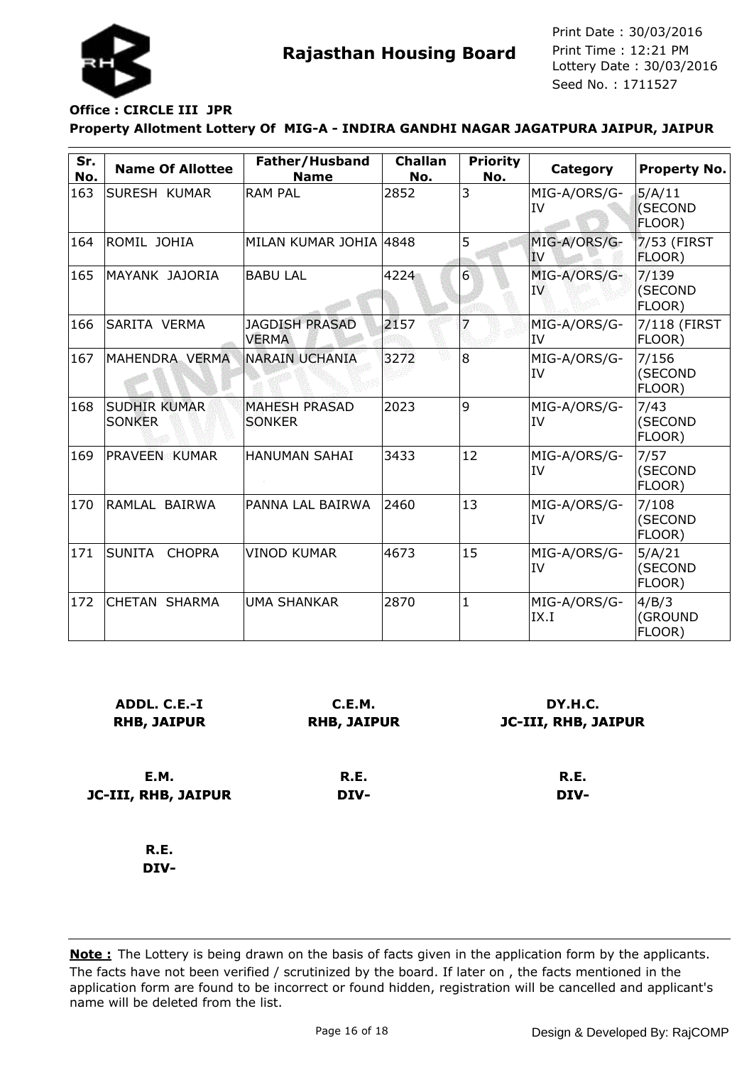**Rajasthan Housing Board**

Print Date : 30/03/2016
Print Time : 12:21 PM
Lottery Date : 30/03/2016
Seed No. : 1711527

**Office : CIRCLE III JPR**

**Property Allotment Lottery Of MIG-A - INDIRA GANDHI NAGAR JAGATPURA JAIPUR, JAIPUR**

| Sr. No. | Name Of Allottee | Father/Husband Name | Challan No. | Priority No. | Category | Property No. |
|---|---|---|---|---|---|---|
| 163 | SURESH KUMAR | RAM PAL | 2852 | 3 | MIG-A/ORS/G-IV | 5/A/11 (SECOND FLOOR) |
| 164 | ROMIL JOHIA | MILAN KUMAR JOHIA | 4848 | 5 | MIG-A/ORS/G-IV | 7/53 (FIRST FLOOR) |
| 165 | MAYANK JAJORIA | BABU LAL | 4224 | 6 | MIG-A/ORS/G-IV | 7/139 (SECOND FLOOR) |
| 166 | SARITA VERMA | JAGDISH PRASAD VERMA | 2157 | 7 | MIG-A/ORS/G-IV | 7/118 (FIRST FLOOR) |
| 167 | MAHENDRA VERMA | NARAIN UCHANIA | 3272 | 8 | MIG-A/ORS/G-IV | 7/156 (SECOND FLOOR) |
| 168 | SUDHIR KUMAR SONKER | MAHESH PRASAD SONKER | 2023 | 9 | MIG-A/ORS/G-IV | 7/43 (SECOND FLOOR) |
| 169 | PRAVEEN KUMAR | HANUMAN SAHAI | 3433 | 12 | MIG-A/ORS/G-IV | 7/57 (SECOND FLOOR) |
| 170 | RAMLAL BAIRWA | PANNA LAL BAIRWA | 2460 | 13 | MIG-A/ORS/G-IV | 7/108 (SECOND FLOOR) |
| 171 | SUNITA CHOPRA | VINOD KUMAR | 4673 | 15 | MIG-A/ORS/G-IV | 5/A/21 (SECOND FLOOR) |
| 172 | CHETAN SHARMA | UMA SHANKAR | 2870 | 1 | MIG-A/ORS/G-IX.I | 4/B/3 (GROUND FLOOR) |

**ADDL. C.E.-I**
**RHB, JAIPUR**

**C.E.M.**
**RHB, JAIPUR**

**DY.H.C.**
**JC-III, RHB, JAIPUR**

**E.M.**
**JC-III, RHB, JAIPUR**

**R.E.**
**DIV-**

**R.E.**
**DIV-**

**R.E.**
**DIV-**

**Note :** The Lottery is being drawn on the basis of facts given in the application form by the applicants. The facts have not been verified / scrutinized by the board. If later on , the facts mentioned in the application form are found to be incorrect or found hidden, registration will be cancelled and applicant's name will be deleted from the list.

Design & Developed By: RajCOMP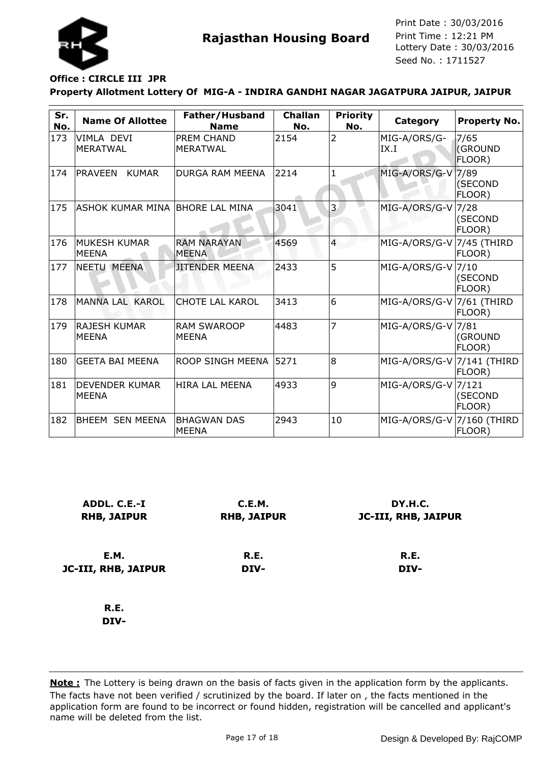# Rajasthan Housing Board

Print Date : 30/03/2016
Print Time : 12:21 PM
Lottery Date : 30/03/2016
Seed No. : 1711527

**Office : CIRCLE III JPR**

**Property Allotment Lottery Of MIG-A - INDIRA GANDHI NAGAR JAGATPURA JAIPUR, JAIPUR**

| Sr. No. | Name Of Allottee | Father/Husband Name | Challan No. | Priority No. | Category | Property No. |
|---|---|---|---|---|---|---|
| 173 | VIMLA DEVI MERATWAL | PREM CHAND MERATWAL | 2154 | 2 | MIG-A/ORS/G-IX.I | 7/65 (GROUND FLOOR) |
| 174 | PRAVEEN KUMAR | DURGA RAM MEENA | 2214 | 1 | MIG-A/ORS/G-V | 7/89 (SECOND FLOOR) |
| 175 | ASHOK KUMAR MINA | BHORE LAL MINA | 3041 | 3 | MIG-A/ORS/G-V | 7/28 (SECOND FLOOR) |
| 176 | MUKESH KUMAR MEENA | RAM NARAYAN MEENA | 4569 | 4 | MIG-A/ORS/G-V | 7/45 (THIRD FLOOR) |
| 177 | NEETU MEENA | JITENDER MEENA | 2433 | 5 | MIG-A/ORS/G-V | 7/10 (SECOND FLOOR) |
| 178 | MANNA LAL KAROL | CHOTE LAL KAROL | 3413 | 6 | MIG-A/ORS/G-V | 7/61 (THIRD FLOOR) |
| 179 | RAJESH KUMAR MEENA | RAM SWAROOP MEENA | 4483 | 7 | MIG-A/ORS/G-V | 7/81 (GROUND FLOOR) |
| 180 | GEETA BAI MEENA | ROOP SINGH MEENA | 5271 | 8 | MIG-A/ORS/G-V | 7/141 (THIRD FLOOR) |
| 181 | DEVENDER KUMAR MEENA | HIRA LAL MEENA | 4933 | 9 | MIG-A/ORS/G-V | 7/121 (SECOND FLOOR) |
| 182 | BHEEM SEN MEENA | BHAGWAN DAS MEENA | 2943 | 10 | MIG-A/ORS/G-V | 7/160 (THIRD FLOOR) |

**ADDL. C.E.-I**
**RHB, JAIPUR**

**C.E.M.**
**RHB, JAIPUR**

**DY.H.C.**
**JC-III, RHB, JAIPUR**

**E.M.**
**JC-III, RHB, JAIPUR**

**R.E.**
**DIV-**

**R.E.**
**DIV-**

**R.E.**
**DIV-**

**Note :** The Lottery is being drawn on the basis of facts given in the application form by the applicants. The facts have not been verified / scrutinized by the board. If later on , the facts mentioned in the application form are found to be incorrect or found hidden, registration will be cancelled and applicant's name will be deleted from the list.

Design & Developed By: RajCOMP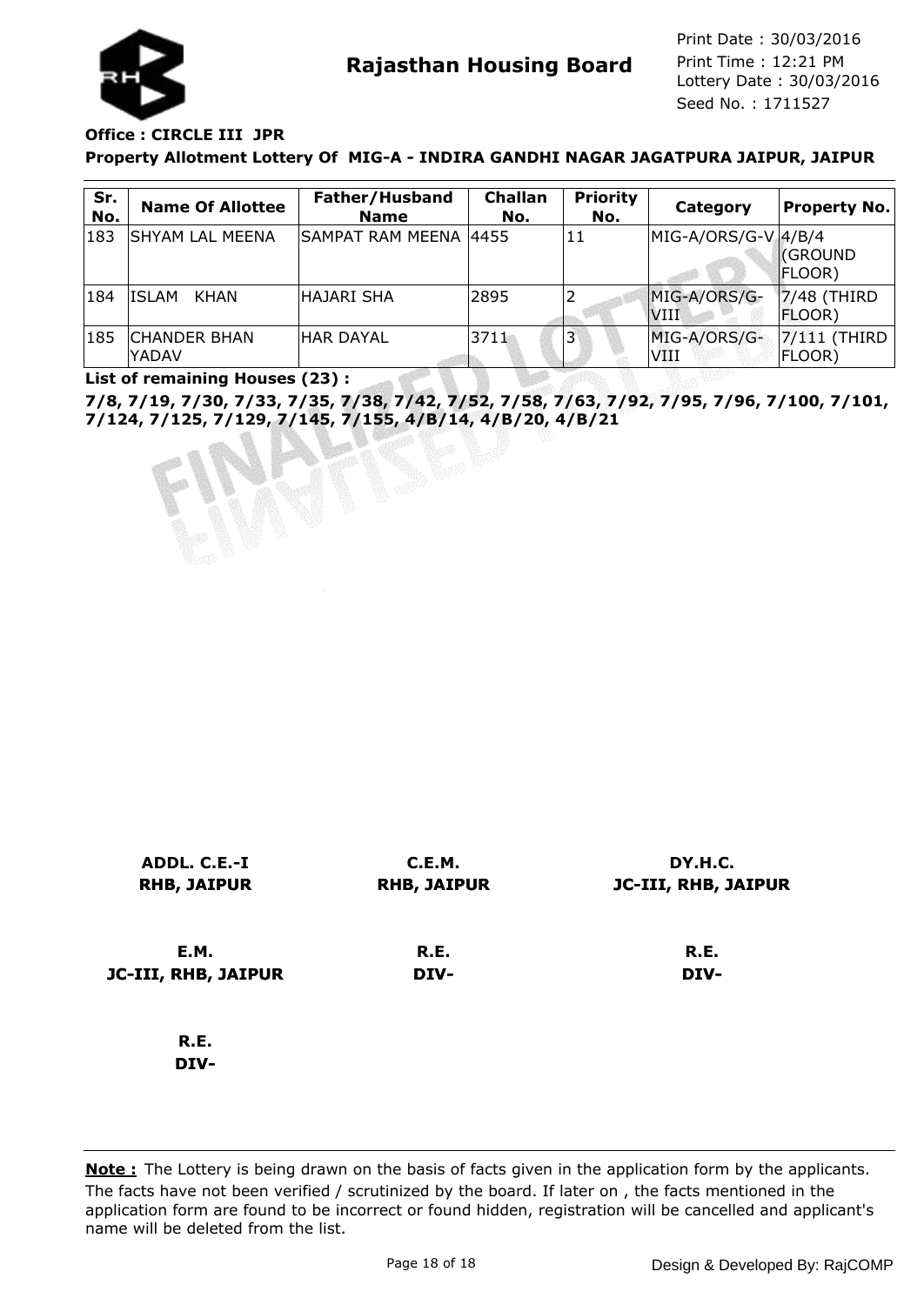# Rajasthan Housing Board

Print Date : 30/03/2016
Print Time : 12:21 PM
Lottery Date : 30/03/2016
Seed No. : 1711527

**Office : CIRCLE III JPR**

**Property Allotment Lottery Of MIG-A - INDIRA GANDHI NAGAR JAGATPURA JAIPUR, JAIPUR**

| Sr. No. | Name Of Allottee | Father/Husband Name | Challan No. | Priority No. | Category | Property No. |
|---|---|---|---|---|---|---|
| 183 | SHYAM LAL MEENA | SAMPAT RAM MEENA | 4455 | 11 | MIG-A/ORS/G-V | 4/B/4 (GROUND FLOOR) |
| 184 | ISLAM KHAN | HAJARI SHA | 2895 | 2 | MIG-A/ORS/G-VIII | 7/48 (THIRD FLOOR) |
| 185 | CHANDER BHAN YADAV | HAR DAYAL | 3711 | 3 | MIG-A/ORS/G-VIII | 7/111 (THIRD FLOOR) |

**List of remaining Houses (23) :**

**7/8, 7/19, 7/30, 7/33, 7/35, 7/38, 7/42, 7/52, 7/58, 7/63, 7/92, 7/95, 7/96, 7/100, 7/101, 7/124, 7/125, 7/129, 7/145, 7/155, 4/B/14, 4/B/20, 4/B/21**

**ADDL. C.E.-I**
**RHB, JAIPUR**

**C.E.M.**
**RHB, JAIPUR**

**DY.H.C.**
**JC-III, RHB, JAIPUR**

**E.M.**
**JC-III, RHB, JAIPUR**

**R.E.**
**DIV-**

**R.E.**
**DIV-**

**R.E.**
**DIV-**

**Note :** The Lottery is being drawn on the basis of facts given in the application form by the applicants. The facts have not been verified / scrutinized by the board. If later on , the facts mentioned in the application form are found to be incorrect or found hidden, registration will be cancelled and applicant's name will be deleted from the list.

Design & Developed By: RajCOMP